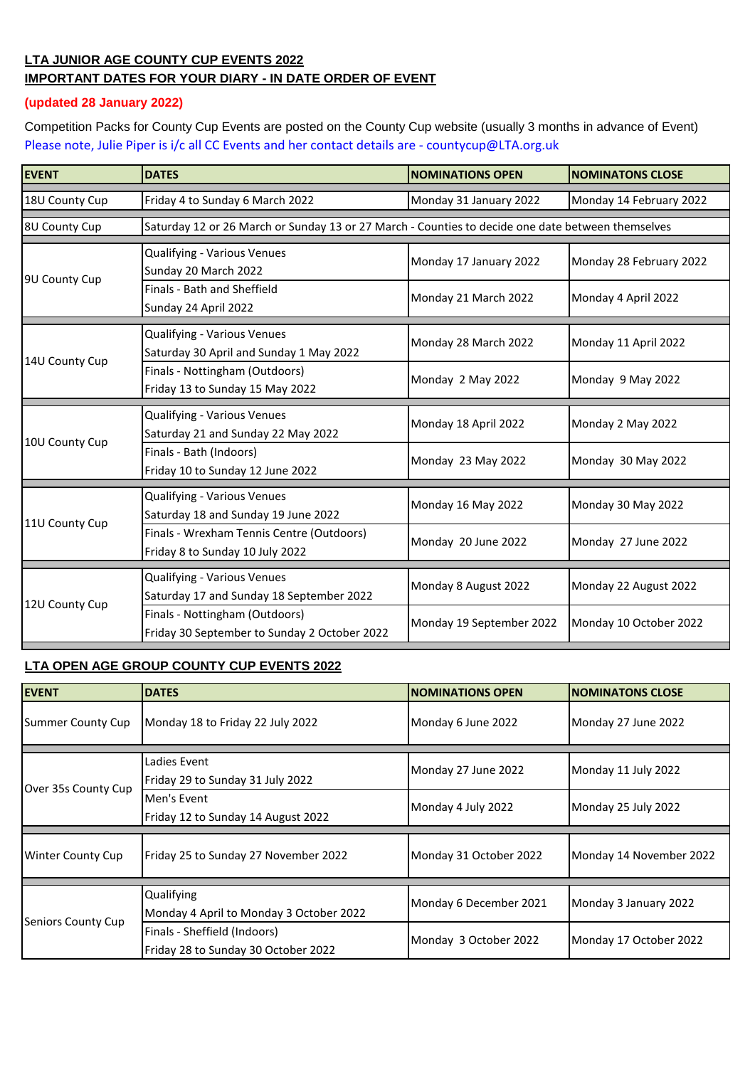## LTA JUNIOR AGE COUNTY CUP EVENTS 2022

## IMPORTANT DATES FOR YOUR DIARY - IN DATE ORDER OF EVENT

**(updated 28 January 2022)**

Competition Packs for County Cup Events are posted on the County Cup website (usually 3 months in advance of Event)

Please note, Julie Piper is i/c all CC Events and her contact details are - countycup@LTA.org.uk

| EVENT | DATES | NOMINATIONS OPEN | NOMINATONS CLOSE |
|---|---|---|---|
| 18U County Cup | Friday 4 to Sunday 6 March 2022 | Monday 31 January 2022 | Monday 14 February 2022 |
| 8U County Cup | Saturday 12 or 26 March or Sunday 13 or 27 March - Counties to decide one date between themselves | | |
| 9U County Cup | Qualifying - Various Venues<br>Sunday 20 March 2022 | Monday 17 January 2022 | Monday 28 February 2022 |
| | Finals - Bath and Sheffield<br>Sunday 24 April 2022 | Monday 21 March 2022 | Monday 4 April 2022 |
| 14U County Cup | Qualifying - Various Venues<br>Saturday 30 April and Sunday 1 May 2022 | Monday 28 March 2022 | Monday 11 April 2022 |
| | Finals - Nottingham (Outdoors)<br>Friday 13 to Sunday 15 May 2022 | Monday 2 May 2022 | Monday 9 May 2022 |
| 10U County Cup | Qualifying - Various Venues<br>Saturday 21 and Sunday 22 May 2022 | Monday 18 April 2022 | Monday 2 May 2022 |
| | Finals - Bath (Indoors)<br>Friday 10 to Sunday 12 June 2022 | Monday 23 May 2022 | Monday 30 May 2022 |
| 11U County Cup | Qualifying - Various Venues<br>Saturday 18 and Sunday 19 June 2022 | Monday 16 May 2022 | Monday 30 May 2022 |
| | Finals - Wrexham Tennis Centre (Outdoors)<br>Friday 8 to Sunday 10 July 2022 | Monday 20 June 2022 | Monday 27 June 2022 |
| 12U County Cup | Qualifying - Various Venues<br>Saturday 17 and Sunday 18 September 2022 | Monday 8 August 2022 | Monday 22 August 2022 |
| | Finals - Nottingham (Outdoors)<br>Friday 30 September to Sunday 2 October 2022 | Monday 19 September 2022 | Monday 10 October 2022 |

## LTA OPEN AGE GROUP COUNTY CUP EVENTS 2022

| EVENT | DATES | NOMINATIONS OPEN | NOMINATONS CLOSE |
|---|---|---|---|
| Summer County Cup | Monday 18 to Friday 22 July 2022 | Monday 6 June 2022 | Monday 27 June 2022 |
| Over 35s County Cup | Ladies Event<br>Friday 29 to Sunday 31 July 2022 | Monday 27 June 2022 | Monday 11 July 2022 |
| | Men's Event<br>Friday 12 to Sunday 14 August 2022 | Monday 4 July 2022 | Monday 25 July 2022 |
| Winter County Cup | Friday 25 to Sunday 27 November 2022 | Monday 31 October 2022 | Monday 14 November 2022 |
| Seniors County Cup | Qualifying<br>Monday 4 April to Monday 3 October 2022 | Monday 6 December 2021 | Monday 3 January 2022 |
| | Finals - Sheffield (Indoors)<br>Friday 28 to Sunday 30 October 2022 | Monday 3 October 2022 | Monday 17 October 2022 |